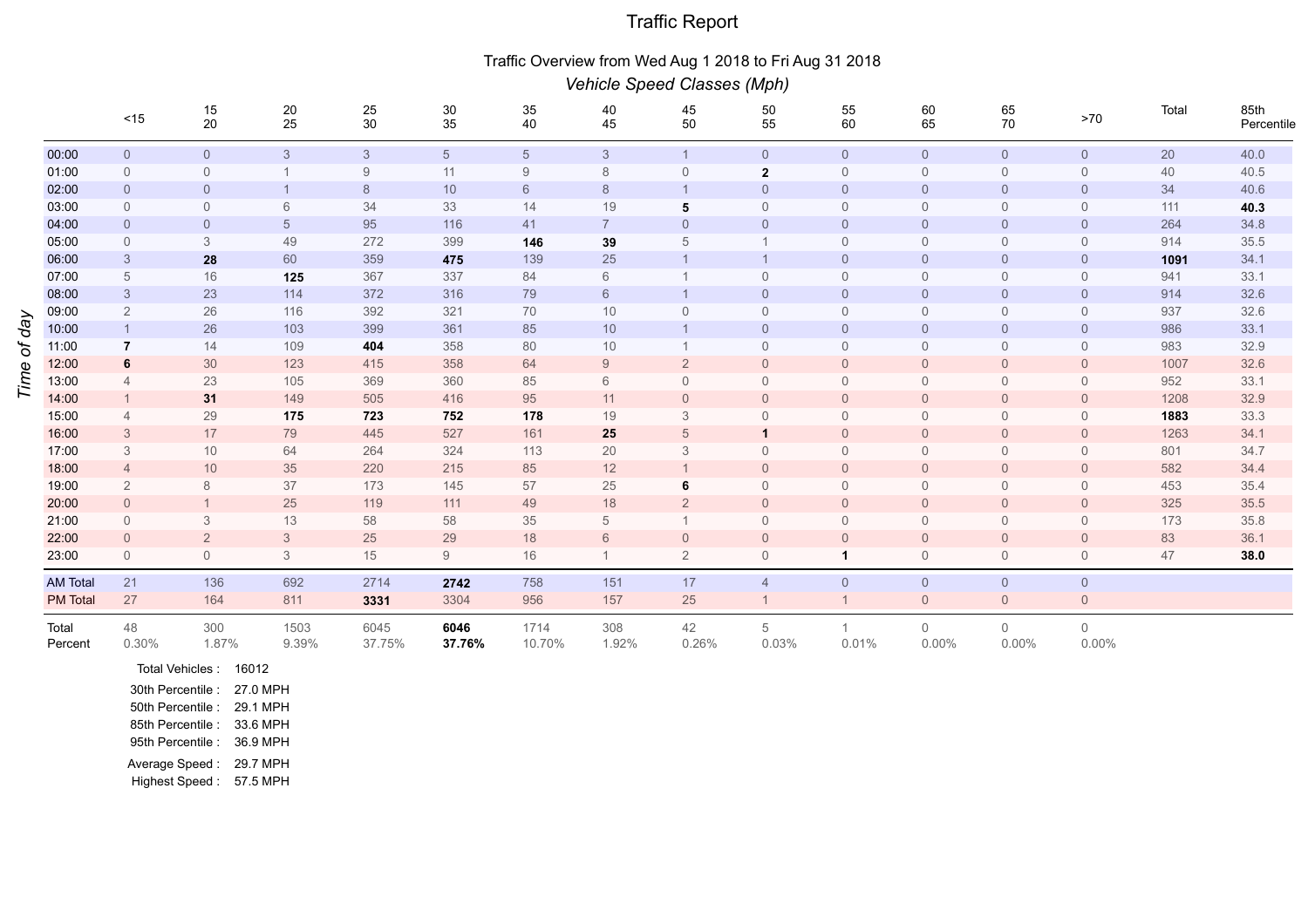# Traffic Report

## Traffic Overview from Wed Aug 1 2018 to Fri Aug 31 2018

*Vehicle Speed Classes (Mph)*

| Time of day | <15 | 15 20 | 20 25 | 25 30 | 30 35 | 35 40 | 40 45 | 45 50 | 50 55 | 55 60 | 60 65 | 65 70 | >70 | Total | 85th Percentile |
|---|---|---|---|---|---|---|---|---|---|---|---|---|---|---|---|
| 00:00 | 0 | 0 | 3 | 3 | 5 | 5 | 3 | 1 | 0 | 0 | 0 | 0 | 0 | 20 | 40.0 |
| 01:00 | 0 | 0 | 1 | 9 | 11 | 9 | 8 | 0 | **2** | 0 | 0 | 0 | 0 | 40 | 40.5 |
| 02:00 | 0 | 0 | 1 | 8 | 10 | 6 | 8 | 1 | 0 | 0 | 0 | 0 | 0 | 34 | 40.6 |
| 03:00 | 0 | 0 | 6 | 34 | 33 | 14 | 19 | **5** | 0 | 0 | 0 | 0 | 0 | 111 | **40.3** |
| 04:00 | 0 | 0 | 5 | 95 | 116 | 41 | 7 | 0 | 0 | 0 | 0 | 0 | 0 | 264 | 34.8 |
| 05:00 | 0 | 3 | 49 | 272 | 399 | **146** | **39** | 5 | 1 | 0 | 0 | 0 | 0 | 914 | 35.5 |
| 06:00 | 3 | **28** | 60 | 359 | **475** | 139 | 25 | 1 | 1 | 0 | 0 | 0 | 0 | **1091** | 34.1 |
| 07:00 | 5 | 16 | **125** | 367 | 337 | 84 | 6 | 1 | 0 | 0 | 0 | 0 | 0 | 941 | 33.1 |
| 08:00 | 3 | 23 | 114 | 372 | 316 | 79 | 6 | 1 | 0 | 0 | 0 | 0 | 0 | 914 | 32.6 |
| 09:00 | 2 | 26 | 116 | 392 | 321 | 70 | 10 | 0 | 0 | 0 | 0 | 0 | 0 | 937 | 32.6 |
| 10:00 | 1 | 26 | 103 | 399 | 361 | 85 | 10 | 1 | 0 | 0 | 0 | 0 | 0 | 986 | 33.1 |
| 11:00 | **7** | 14 | 109 | **404** | 358 | 80 | 10 | 1 | 0 | 0 | 0 | 0 | 0 | 983 | 32.9 |
| 12:00 | **6** | 30 | 123 | 415 | 358 | 64 | 9 | 2 | 0 | 0 | 0 | 0 | 0 | 1007 | 32.6 |
| 13:00 | 4 | 23 | 105 | 369 | 360 | 85 | 6 | 0 | 0 | 0 | 0 | 0 | 0 | 952 | 33.1 |
| 14:00 | 1 | **31** | 149 | 505 | 416 | 95 | 11 | 0 | 0 | 0 | 0 | 0 | 0 | 1208 | 32.9 |
| 15:00 | 4 | 29 | **175** | **723** | **752** | **178** | 19 | 3 | 0 | 0 | 0 | 0 | 0 | **1883** | 33.3 |
| 16:00 | 3 | 17 | 79 | 445 | 527 | 161 | **25** | 5 | **1** | 0 | 0 | 0 | 0 | 1263 | 34.1 |
| 17:00 | 3 | 10 | 64 | 264 | 324 | 113 | 20 | 3 | 0 | 0 | 0 | 0 | 0 | 801 | 34.7 |
| 18:00 | 4 | 10 | 35 | 220 | 215 | 85 | 12 | 1 | 0 | 0 | 0 | 0 | 0 | 582 | 34.4 |
| 19:00 | 2 | 8 | 37 | 173 | 145 | 57 | 25 | **6** | 0 | 0 | 0 | 0 | 0 | 453 | 35.4 |
| 20:00 | 0 | 1 | 25 | 119 | 111 | 49 | 18 | 2 | 0 | 0 | 0 | 0 | 0 | 325 | 35.5 |
| 21:00 | 0 | 3 | 13 | 58 | 58 | 35 | 5 | 1 | 0 | 0 | 0 | 0 | 0 | 173 | 35.8 |
| 22:00 | 0 | 2 | 3 | 25 | 29 | 18 | 6 | 0 | 0 | 0 | 0 | 0 | 0 | 83 | 36.1 |
| 23:00 | 0 | 0 | 3 | 15 | 9 | 16 | 1 | 2 | 0 | **1** | 0 | 0 | 0 | 47 | **38.0** |
| AM Total | 21 | 136 | 692 | 2714 | **2742** | 758 | 151 | 17 | 4 | 0 | 0 | 0 | 0 | | |
| PM Total | 27 | 164 | 811 | **3331** | 3304 | 956 | 157 | 25 | 1 | 1 | 0 | 0 | 0 | | |
| Total | 48 | 300 | 1503 | 6045 | **6046** | 1714 | 308 | 42 | 5 | 1 | 0 | 0 | 0 | | |
| Percent | 0.30% | 1.87% | 9.39% | 37.75% | **37.76%** | 10.70% | 1.92% | 0.26% | 0.03% | 0.01% | 0.00% | 0.00% | 0.00% | | |

Total Vehicles : 16012

30th Percentile : 27.0 MPH
50th Percentile : 29.1 MPH
85th Percentile : 33.6 MPH
95th Percentile : 36.9 MPH

Average Speed : 29.7 MPH
Highest Speed : 57.5 MPH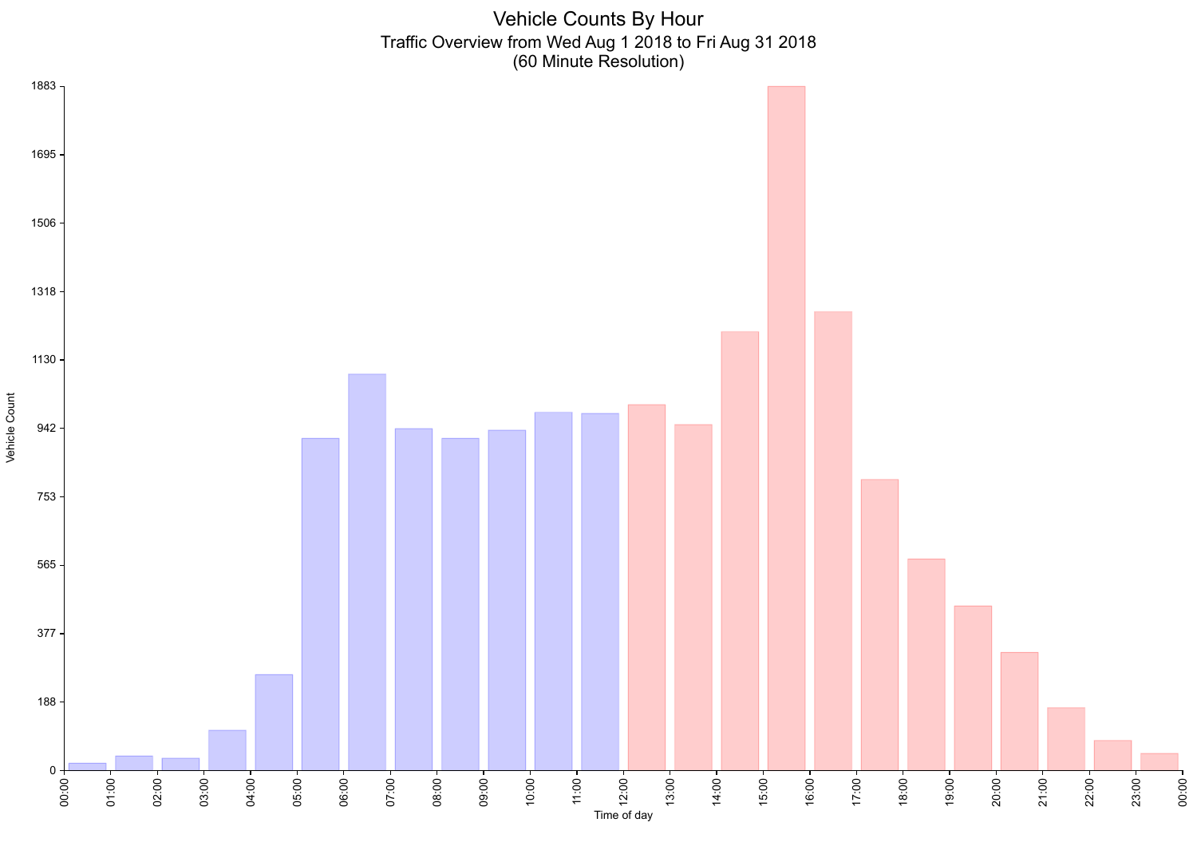# Vehicle Counts By Hour

Traffic Overview from Wed Aug 1 2018 to Fri Aug 31 2018
(60 Minute Resolution)

Vehicle Count

1883
1695
1506
1318
1130
942
753
565
377
188
0

00:00 01:00 02:00 03:00 04:00 05:00 06:00 07:00 08:00 09:00 10:00 11:00 12:00 13:00 14:00 15:00 16:00 17:00 18:00 19:00 20:00 21:00 22:00 23:00 00:00

Time of day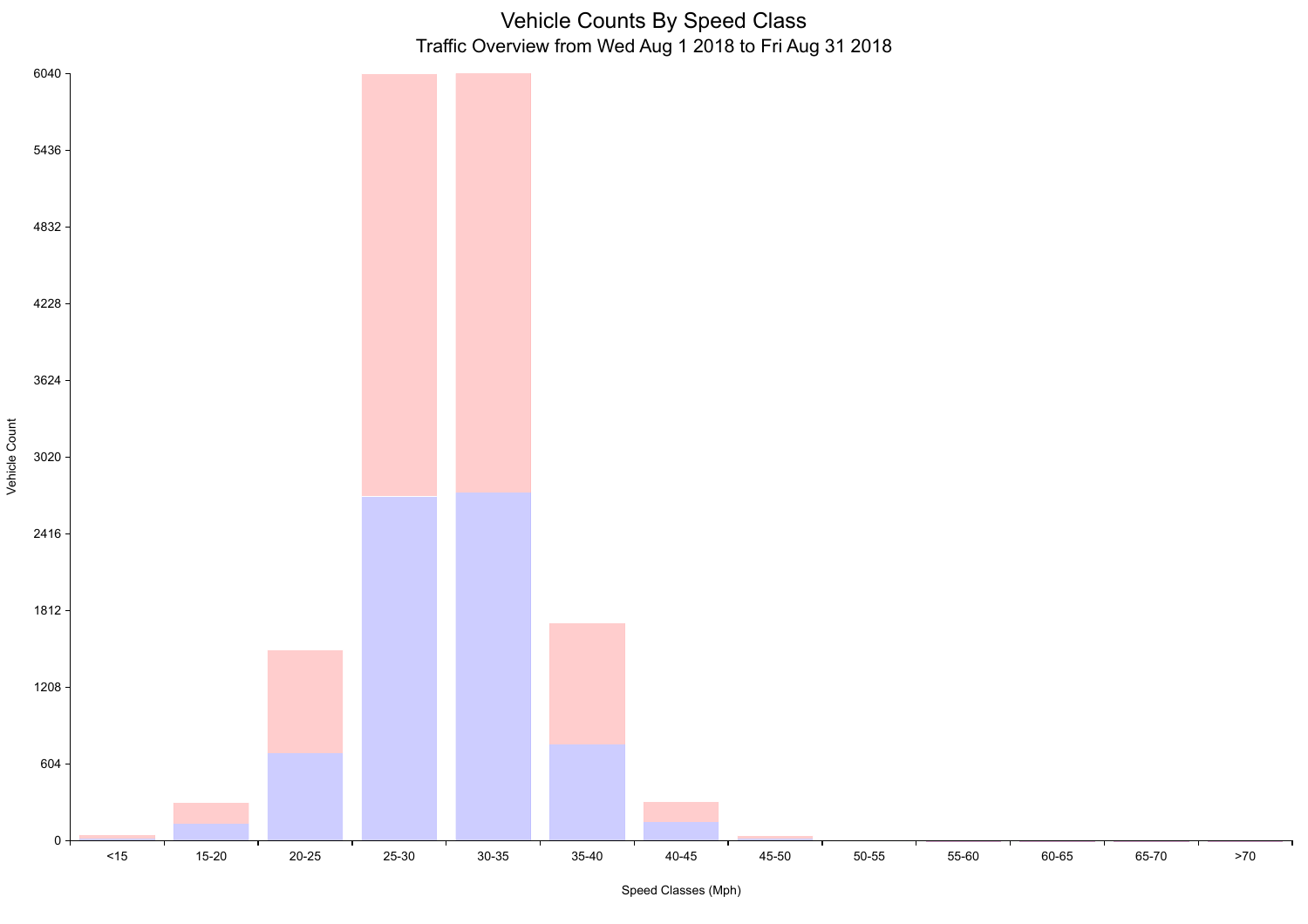# Vehicle Counts By Speed Class

Traffic Overview from Wed Aug 1 2018 to Fri Aug 31 2018

Vehicle Count

6040
5436
4832
4228
3624
3020
2416
1812
1208
604
0

<15 | 15-20 | 20-25 | 25-30 | 30-35 | 35-40 | 40-45 | 45-50 | 50-55 | 55-60 | 60-65 | 65-70 | >70

Speed Classes (Mph)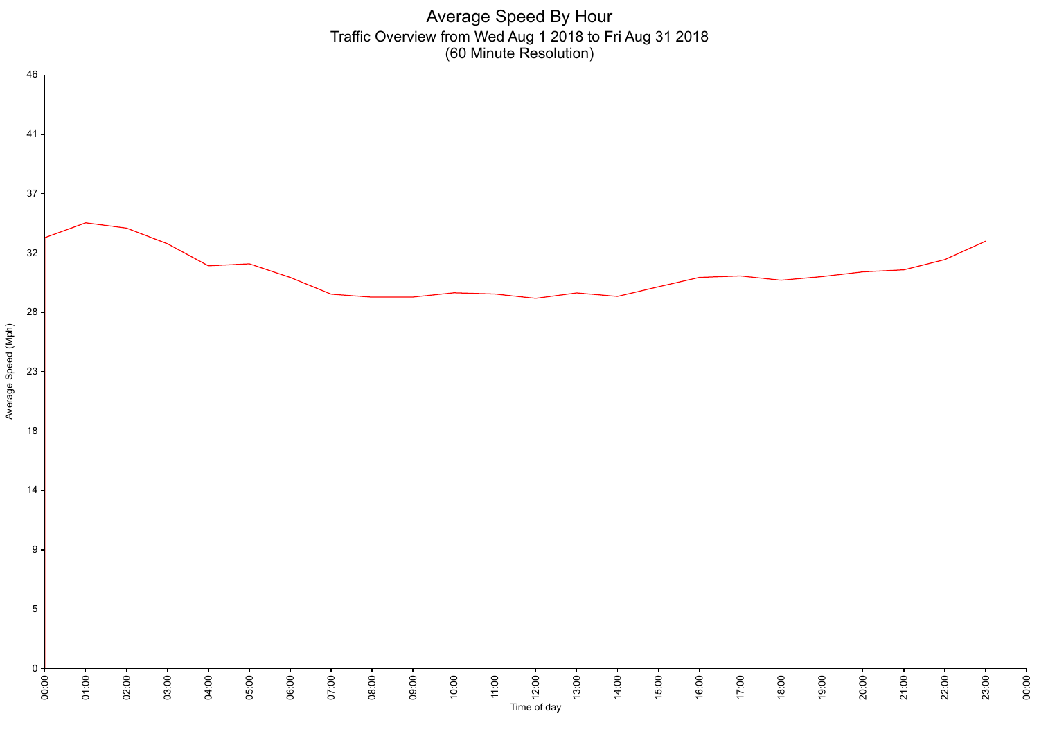# Average Speed By Hour

Traffic Overview from Wed Aug 1 2018 to Fri Aug 31 2018
(60 Minute Resolution)

Average Speed (Mph)

46
41
37
32
28
23
18
14
9
5
0

00:00 01:00 02:00 03:00 04:00 05:00 06:00 07:00 08:00 09:00 10:00 11:00 12:00 13:00 14:00 15:00 16:00 17:00 18:00 19:00 20:00 21:00 22:00 23:00 00:00

Time of day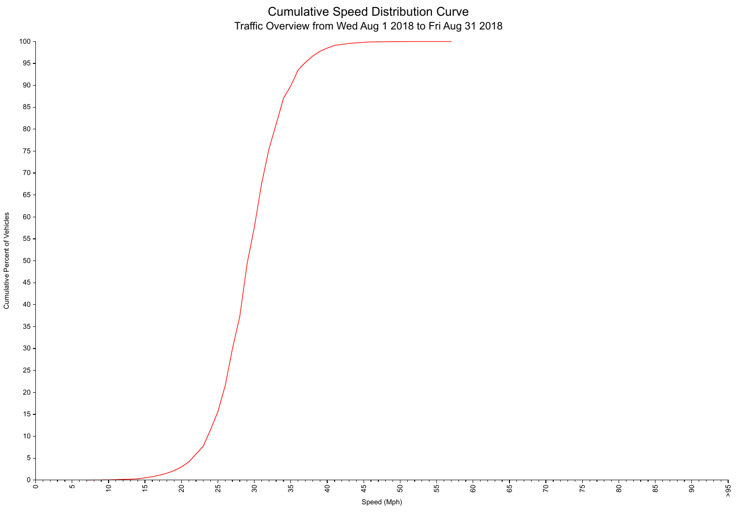# Cumulative Speed Distribution Curve

Traffic Overview from Wed Aug 1 2018 to Fri Aug 31 2018

Cumulative Percent of Vehicles

100
95
90
85
80
75
70
65
60
55
50
45
40
35
30
25
20
15
10
5
0

0 5 10 15 20 25 30 35 40 45 50 55 60 65 70 75 80 85 90 >95

Speed (Mph)